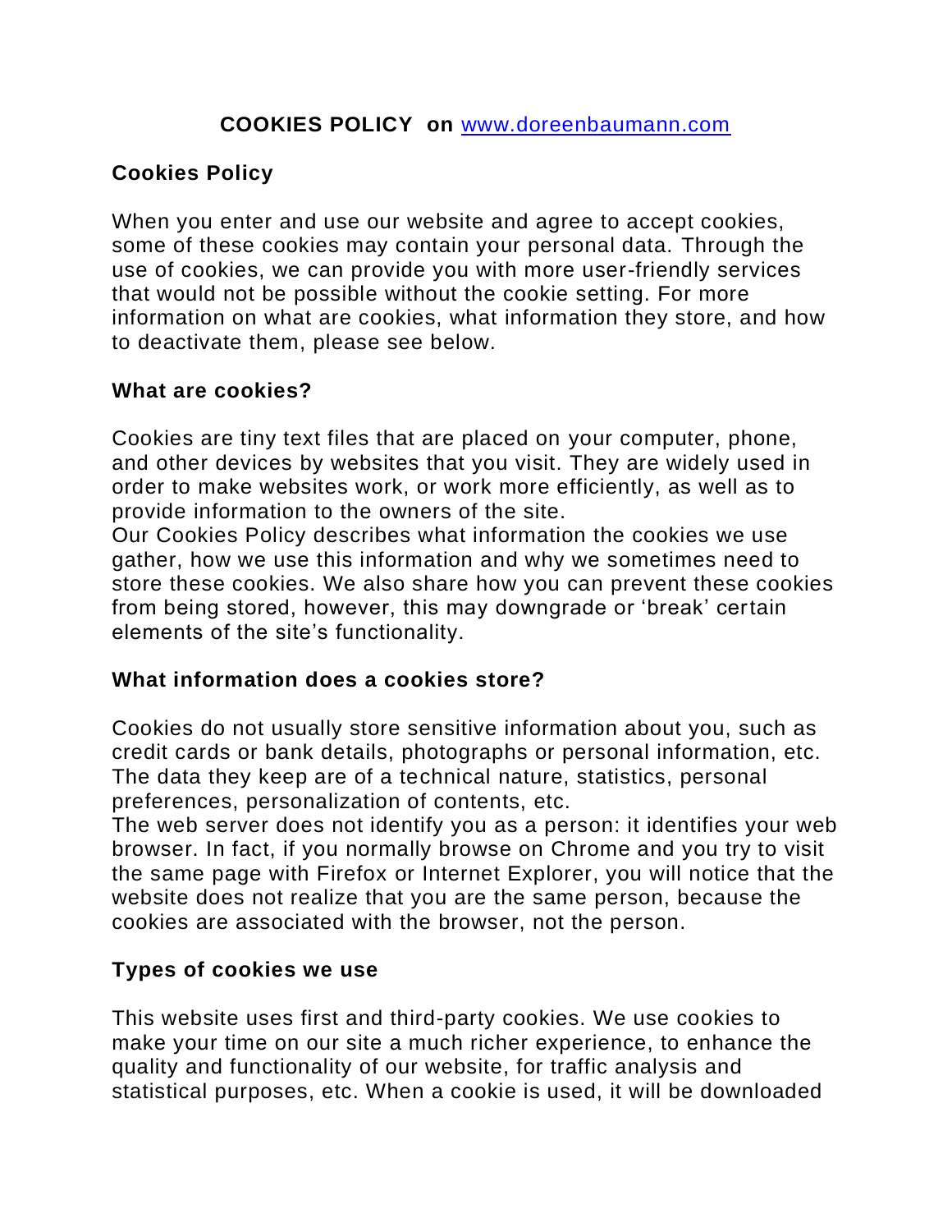# COOKIES POLICY on [www.doreenbaumann.com](http://www.doreenbaumann.com)

## Cookies Policy

When you enter and use our website and agree to accept cookies, some of these cookies may contain your personal data. Through the use of cookies, we can provide you with more user-friendly services that would not be possible without the cookie setting. For more information on what are cookies, what information they store, and how to deactivate them, please see below.

## What are cookies?

Cookies are tiny text files that are placed on your computer, phone, and other devices by websites that you visit. They are widely used in order to make websites work, or work more efficiently, as well as to provide information to the owners of the site.
Our Cookies Policy describes what information the cookies we use gather, how we use this information and why we sometimes need to store these cookies. We also share how you can prevent these cookies from being stored, however, this may downgrade or 'break' certain elements of the site's functionality.

## What information does a cookies store?

Cookies do not usually store sensitive information about you, such as credit cards or bank details, photographs or personal information, etc. The data they keep are of a technical nature, statistics, personal preferences, personalization of contents, etc.
The web server does not identify you as a person: it identifies your web browser. In fact, if you normally browse on Chrome and you try to visit the same page with Firefox or Internet Explorer, you will notice that the website does not realize that you are the same person, because the cookies are associated with the browser, not the person.

## Types of cookies we use

This website uses first and third-party cookies. We use cookies to make your time on our site a much richer experience, to enhance the quality and functionality of our website, for traffic analysis and statistical purposes, etc. When a cookie is used, it will be downloaded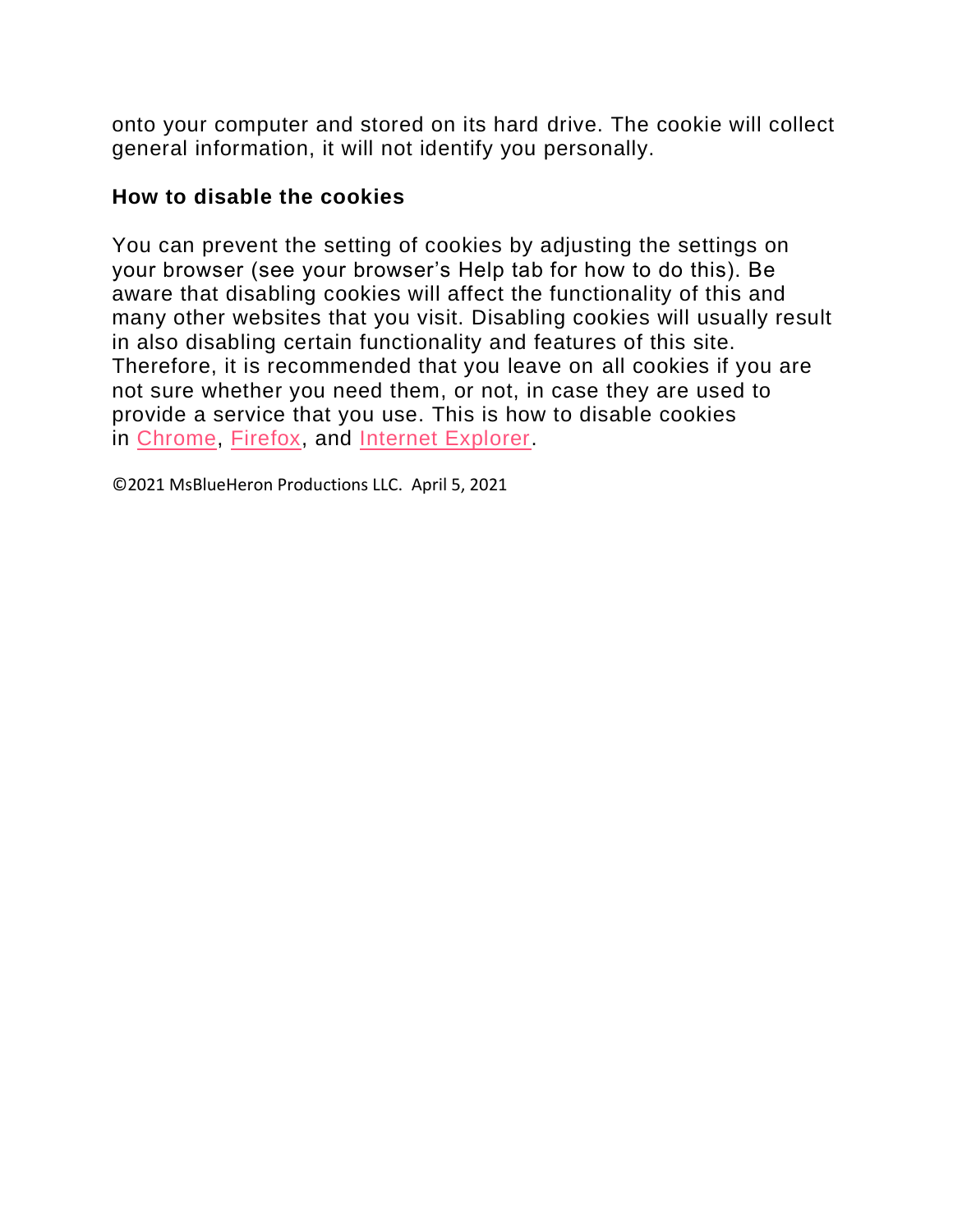onto your computer and stored on its hard drive. The cookie will collect general information, it will not identify you personally.

**How to disable the cookies**

You can prevent the setting of cookies by adjusting the settings on your browser (see your browser's Help tab for how to do this). Be aware that disabling cookies will affect the functionality of this and many other websites that you visit. Disabling cookies will usually result in also disabling certain functionality and features of this site. Therefore, it is recommended that you leave on all cookies if you are not sure whether you need them, or not, in case they are used to provide a service that you use. This is how to disable cookies in Chrome, Firefox, and Internet Explorer.

©2021 MsBlueHeron Productions LLC. April 5, 2021